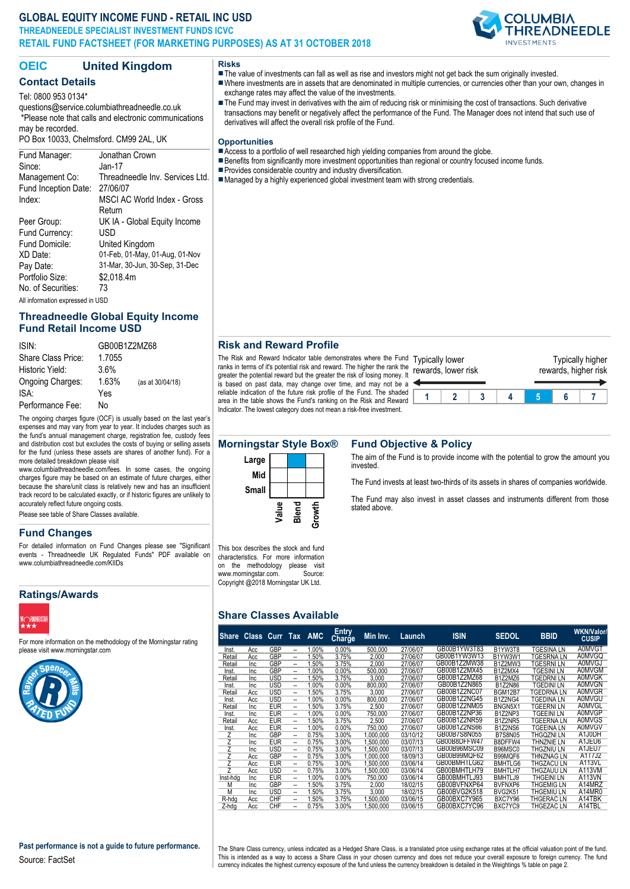# GLOBAL EQUITY INCOME FUND - RETAIL INC USD

## THREADNEEDLE SPECIALIST INVESTMENT FUNDS ICVC

## RETAIL FUND FACTSHEET (FOR MARKETING PURPOSES) AS AT 31 OCTOBER 2018

## OEIC United Kingdom

### Contact Details

Tel: 0800 953 0134*
questions@service.columbiathreadneedle.co.uk
*Please note that calls and electronic communications may be recorded.
PO Box 10033, Chelmsford. CM99 2AL, UK

| | |
|---|---|
| Fund Manager: | Jonathan Crown |
| Since: | Jan-17 |
| Management Co: | Threadneedle Inv. Services Ltd. |
| Fund Inception Date: | 27/06/07 |
| Index: | MSCI AC World Index - Gross Return |
| Peer Group: | UK IA - Global Equity Income |
| Fund Currency: | USD |
| Fund Domicile: | United Kingdom |
| XD Date: | 01-Feb, 01-May, 01-Aug, 01-Nov |
| Pay Date: | 31-Mar, 30-Jun, 30-Sep, 31-Dec |
| Portfolio Size: | $2,018.4m |
| No. of Securities: | 73 |

All information expressed in USD

### Threadneedle Global Equity Income Fund Retail Income USD

| | | |
|---|---|---|
| ISIN: | GB00B1Z2MZ68 | |
| Share Class Price: | 1.7055 | |
| Historic Yield: | 3.6% | |
| Ongoing Charges: | 1.63% | (as at 30/04/18) |
| ISA: | Yes | |
| Performance Fee: | No | |

The ongoing charges figure (OCF) is usually based on the last year's expenses and may vary from year to year. It includes charges such as the fund's annual management charge, registration fee, custody fees and distribution cost but excludes the costs of buying or selling assets for the fund (unless these assets are shares of another fund). For a more detailed breakdown please visit www.columbiathreadneedle.com/fees. In some cases, the ongoing charges figure may be based on an estimate of future charges, either because the share/unit class is relatively new and has an insufficient track record to be calculated exactly, or if historic figures are unlikely to accurately reflect future ongoing costs.

Please see table of Share Classes available.

### Fund Changes

For detailed information on Fund Changes please see "Significant events - Threadneedle UK Regulated Funds" PDF available on www.columbiathreadneedle.com/KIIDs

### Ratings/Awards

For more information on the methodology of the Morningstar rating please visit www.morningstar.com

### Risks

- The value of investments can fall as well as rise and investors might not get back the sum originally invested.
- Where investments are in assets that are denominated in multiple currencies, or currencies other than your own, changes in exchange rates may affect the value of the investments.
- The Fund may invest in derivatives with the aim of reducing risk or minimising the cost of transactions. Such derivative transactions may benefit or negatively affect the performance of the Fund. The Manager does not intend that such use of derivatives will affect the overall risk profile of the Fund.

### Opportunities

- Access to a portfolio of well researched high yielding companies from around the globe.
- Benefits from significantly more investment opportunities than regional or country focused income funds.
- Provides considerable country and industry diversification.
- Managed by a highly experienced global investment team with strong credentials.

### Risk and Reward Profile

The Risk and Reward Indicator table demonstrates where the Fund ranks in terms of it's potential risk and reward. The higher the rank the greater the potential reward but the greater the risk of losing money. It is based on past data, may change over time, and may not be a reliable indication of the future risk profile of the Fund. The shaded area in the table shows the Fund's ranking on the Risk and Reward Indicator. The lowest category does not mean a risk-free investment.

Typically lower rewards, lower risk — Typically higher rewards, higher risk

| 1 | 2 | 3 | 4 | **5** | 6 | 7 |
|---|---|---|---|---|---|---|

### Morningstar Style Box®

| | Value | Blend | Growth |
|---|---|---|---|
| Large | | ■ | |
| Mid | | | |
| Small | | | |

This box describes the stock and fund characteristics. For more information on the methodology please visit www.morningstar.com. Source: Copyright @2018 Morningstar UK Ltd.

### Fund Objective & Policy

The aim of the Fund is to provide income with the potential to grow the amount you invested.

The Fund invests at least two-thirds of its assets in shares of companies worldwide.

The Fund may also invest in asset classes and instruments different from those stated above.

### Share Classes Available

| Share | Class | Curr | Tax | AMC | Entry Charge | Min Inv. | Launch | ISIN | SEDOL | BBID | WKN/Valor/ CUSIP |
|---|---|---|---|---|---|---|---|---|---|---|---|
| Inst. | Acc | GBP | -- | 1.00% | 0.00% | 500,000 | 27/06/07 | GB00B1YW3T83 | B1YW3T8 | TGESINA LN | A0MVGT |
| Retail | Acc | GBP | -- | 1.50% | 3.75% | 2,000 | 27/06/07 | GB00B1YW3W13 | B1YW3W1 | TGESRNA LN | A0MVGQ |
| Retail | Inc | GBP | -- | 1.50% | 3.75% | 2,000 | 27/06/07 | GB00B1Z2MW38 | B1Z2MW3 | TGESRNI LN | A0MVGJ |
| Inst. | Inc | GBP | -- | 1.00% | 0.00% | 500,000 | 27/06/07 | GB00B1Z2MX45 | B1Z2MX4 | TGESINI LN | A0MVGM |
| Retail | Inc | USD | -- | 1.50% | 3.75% | 3,000 | 27/06/07 | GB00B1Z2MZ68 | B1Z2MZ6 | TGEDRNI LN | A0MVGK |
| Inst. | Inc | USD | -- | 1.00% | 0.00% | 800,000 | 27/06/07 | GB00B1Z2N865 | B1Z2N86 | TGEDINI LN | A0MVGN |
| Retail | Acc | USD | -- | 1.50% | 3.75% | 3,000 | 27/06/07 | GB00B1Z2NC07 | BGM12B7 | TGEDRNA LN | A0MVGR |
| Inst. | Acc | USD | -- | 1.00% | 0.00% | 800,000 | 27/06/07 | GB00B1Z2NG45 | B1Z2NG4 | TGEDINA LN | A0MVGU |
| Retail | Inc | EUR | -- | 1.50% | 3.75% | 2,500 | 27/06/07 | GB00B1Z2NM05 | BNGN5X1 | TGEERNI LN | A0MVGL |
| Inst. | Inc | EUR | -- | 1.00% | 0.00% | 750,000 | 27/06/07 | GB00B1Z2NP36 | B1Z2NP3 | TGEEINI LN | A0MVGP |
| Retail | Acc | EUR | -- | 1.50% | 3.75% | 2,500 | 27/06/07 | GB00B1Z2NR59 | B1Z2NR5 | TGEERNA LN | A0MVGS |
| Inst. | Acc | EUR | -- | 1.00% | 0.00% | 750,000 | 27/06/07 | GB00B1Z2NS66 | B1Z2NS6 | TGEEINA LN | A0MVGV |
| Z | Inc | GBP | -- | 0.75% | 3.00% | 1,000,000 | 03/10/12 | GB00B7S8N055 | B7S8N05 | THGQZNI LN | A1J0DH |
| Z | Inc | EUR | -- | 0.75% | 3.00% | 1,500,000 | 03/07/13 | GB00B8DFFW47 | B8DFFW4 | THNZNIE LN | A1JEU6 |
| Z | Inc | USD | -- | 0.75% | 3.00% | 1,500,000 | 03/07/13 | GB00B96MSC09 | B96MSC0 | THGZNIU LN | A1JEU7 |
| Z | Acc | GBP | -- | 0.75% | 3.00% | 1,000,000 | 18/09/13 | GB00B99MQF62 | B99MQF6 | THNZNAG LN | A117J2 |
| Z | Acc | EUR | -- | 0.75% | 3.00% | 1,500,000 | 03/06/14 | GB00BMHTLG62 | BMHTLG6 | THGZACU LN | A113VL |
| Z | Acc | USD | -- | 0.75% | 3.00% | 1,500,000 | 03/06/14 | GB00BMHTLH79 | BMHTLH7 | THGZAUU LN | A113VM |
| Inst-hdg | Inc | EUR | -- | 1.00% | 0.00% | 750,000 | 03/06/14 | GB00BMHTLJ93 | BMHTLJ9 | THGEINI LN | A113VN |
| M | Inc | GBP | -- | 1.50% | 3.75% | 2,000 | 18/02/15 | GB00BVFNXP64 | BVFNXP6 | THGEMIG LN | A14MRZ |
| M | Inc | USD | -- | 1.50% | 3.75% | 3,000 | 18/02/15 | GB00BVG2K518 | BVG2K51 | THGEMIU LN | A14MR0 |
| R-hdg | Acc | CHF | -- | 1.50% | 3.75% | 1,500,000 | 03/06/15 | GB00BXC7Y965 | BXC7Y96 | THGERAC LN | A14TBK |
| Z-hdg | Acc | CHF | -- | 0.75% | 3.00% | 1,500,000 | 03/06/15 | GB00BXC7YC96 | BXC7YC9 | THGEZAC LN | A14TBL |

**Past performance is not a guide to future performance.**

Source: FactSet

The Share Class currency, unless indicated as a Hedged Share Class, is a translated price using exchange rates at the official valuation point of the fund. This is intended as a way to access a Share Class in your chosen currency and does not reduce your overall exposure to foreign currency. The fund currency indicates the highest currency exposure of the fund unless the currency breakdown is detailed in the Weightings % table on page 2.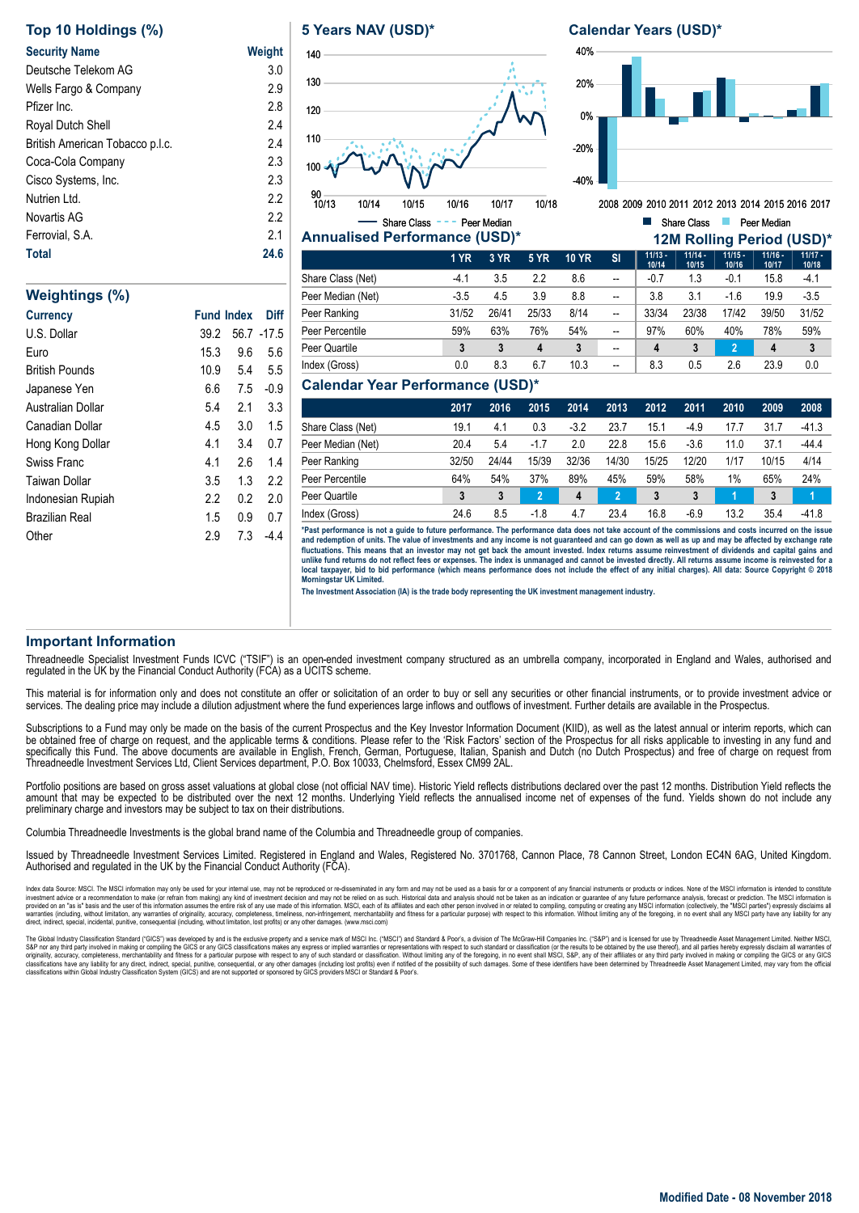## Top 10 Holdings (%)

| Security Name | Weight |
|---|---|
| Deutsche Telekom AG | 3.0 |
| Wells Fargo & Company | 2.9 |
| Pfizer Inc. | 2.8 |
| Royal Dutch Shell | 2.4 |
| British American Tobacco p.l.c. | 2.4 |
| Coca-Cola Company | 2.3 |
| Cisco Systems, Inc. | 2.3 |
| Nutrien Ltd. | 2.2 |
| Novartis AG | 2.2 |
| Ferrovial, S.A. | 2.1 |
| **Total** | **24.6** |

## Weightings (%)

| Currency | Fund | Index | Diff |
|---|---|---|---|
| U.S. Dollar | 39.2 | 56.7 | -17.5 |
| Euro | 15.3 | 9.6 | 5.6 |
| British Pounds | 10.9 | 5.4 | 5.5 |
| Japanese Yen | 6.6 | 7.5 | -0.9 |
| Australian Dollar | 5.4 | 2.1 | 3.3 |
| Canadian Dollar | 4.5 | 3.0 | 1.5 |
| Hong Kong Dollar | 4.1 | 3.4 | 0.7 |
| Swiss Franc | 4.1 | 2.6 | 1.4 |
| Taiwan Dollar | 3.5 | 1.3 | 2.2 |
| Indonesian Rupiah | 2.2 | 0.2 | 2.0 |
| Brazilian Real | 1.5 | 0.9 | 0.7 |
| Other | 2.9 | 7.3 | -4.4 |

## 5 Years NAV (USD)*

140
130
120
110
100
90
10/13 10/14 10/15 10/16 10/17 10/18

Share Class   Peer Median

## Calendar Years (USD)*

40%
20%
0%
-20%
-40%
2008 2009 2010 2011 2012 2013 2014 2015 2016 2017

Share Class   Peer Median

## Annualised Performance (USD)* / 12M Rolling Period (USD)*

| | 1 YR | 3 YR | 5 YR | 10 YR | SI | 11/13 - 10/14 | 11/14 - 10/15 | 11/15 - 10/16 | 11/16 - 10/17 | 11/17 - 10/18 |
|---|---|---|---|---|---|---|---|---|---|---|
| Share Class (Net) | -4.1 | 3.5 | 2.2 | 8.6 | -- | -0.7 | 1.3 | -0.1 | 15.8 | -4.1 |
| Peer Median (Net) | -3.5 | 4.5 | 3.9 | 8.8 | -- | 3.8 | 3.1 | -1.6 | 19.9 | -3.5 |
| Peer Ranking | 31/52 | 26/41 | 25/33 | 8/14 | -- | 33/34 | 23/38 | 17/42 | 39/50 | 31/52 |
| Peer Percentile | 59% | 63% | 76% | 54% | -- | 97% | 60% | 40% | 78% | 59% |
| Peer Quartile | 3 | 3 | 4 | 3 | -- | 4 | 3 | 2 | 4 | 3 |
| Index (Gross) | 0.0 | 8.3 | 6.7 | 10.3 | -- | 8.3 | 0.5 | 2.6 | 23.9 | 0.0 |

## Calendar Year Performance (USD)*

| | 2017 | 2016 | 2015 | 2014 | 2013 | 2012 | 2011 | 2010 | 2009 | 2008 |
|---|---|---|---|---|---|---|---|---|---|---|
| Share Class (Net) | 19.1 | 4.1 | 0.3 | -3.2 | 23.7 | 15.1 | -4.9 | 17.7 | 31.7 | -41.3 |
| Peer Median (Net) | 20.4 | 5.4 | -1.7 | 2.0 | 22.8 | 15.6 | -3.6 | 11.0 | 37.1 | -44.4 |
| Peer Ranking | 32/50 | 24/44 | 15/39 | 32/36 | 14/30 | 15/25 | 12/20 | 1/17 | 10/15 | 4/14 |
| Peer Percentile | 64% | 54% | 37% | 89% | 45% | 59% | 58% | 1% | 65% | 24% |
| Peer Quartile | 3 | 3 | 2 | 4 | 2 | 3 | 3 | 1 | 3 | 1 |
| Index (Gross) | 24.6 | 8.5 | -1.8 | 4.7 | 23.4 | 16.8 | -6.9 | 13.2 | 35.4 | -41.8 |

**\*Past performance is not a guide to future performance. The performance data does not take account of the commissions and costs incurred on the issue and redemption of units. The value of investments and any income is not guaranteed and can go down as well as up and may be affected by exchange rate fluctuations. This means that an investor may not get back the amount invested. Index returns assume reinvestment of dividends and capital gains and unlike fund returns do not reflect fees or expenses. The index is unmanaged and cannot be invested directly. All returns assume income is reinvested for a local taxpayer, bid to bid performance (which means performance does not include the effect of any initial charges). All data: Source Copyright © 2018 Morningstar UK Limited.**

**The Investment Association (IA) is the trade body representing the UK investment management industry.**

## Important Information

Threadneedle Specialist Investment Funds ICVC ("TSIF") is an open-ended investment company structured as an umbrella company, incorporated in England and Wales, authorised and regulated in the UK by the Financial Conduct Authority (FCA) as a UCITS scheme.

This material is for information only and does not constitute an offer or solicitation of an order to buy or sell any securities or other financial instruments, or to provide investment advice or services. The dealing price may include a dilution adjustment where the fund experiences large inflows and outflows of investment. Further details are available in the Prospectus.

Subscriptions to a Fund may only be made on the basis of the current Prospectus and the Key Investor Information Document (KIID), as well as the latest annual or interim reports, which can be obtained free of charge on request, and the applicable terms & conditions. Please refer to the 'Risk Factors' section of the Prospectus for all risks applicable to investing in any fund and specifically this Fund. The above documents are available in English, French, German, Portuguese, Italian, Spanish and Dutch (no Dutch Prospectus) and free of charge on request from Threadneedle Investment Services Ltd, Client Services department, P.O. Box 10033, Chelmsford, Essex CM99 2AL.

Portfolio positions are based on gross asset valuations at global close (not official NAV time). Historic Yield reflects distributions declared over the past 12 months. Distribution Yield reflects the amount that may be expected to be distributed over the next 12 months. Underlying Yield reflects the annualised income net of expenses of the fund. Yields shown do not include any preliminary charge and investors may be subject to tax on their distributions.

Columbia Threadneedle Investments is the global brand name of the Columbia and Threadneedle group of companies.

Issued by Threadneedle Investment Services Limited. Registered in England and Wales, Registered No. 3701768, Cannon Place, 78 Cannon Street, London EC4N 6AG, United Kingdom. Authorised and regulated in the UK by the Financial Conduct Authority (FCA).

Index data Source: MSCI. The MSCI information may only be used for your internal use, may not be reproduced or re-disseminated in any form and may not be used as a basis for or a component of any financial instruments or products or indices. None of the MSCI information is intended to constitute investment advice or a recommendation to make (or refrain from making) any kind of investment decision and may not be relied on as such. Historical data and analysis should not be taken as an indication or guarantee of any future performance analysis, forecast or prediction. The MSCI information is provided on an "as is" basis and the user of this information assumes the entire risk of any use made of this information. MSCI, each of its affiliates and each other person involved in or related to compiling, computing or creating any MSCI information (collectively, the "MSCI parties") expressly disclaims all warranties (including, without limitation, any warranties of originality, accuracy, completeness, timeliness, non-infringement, merchantability and fitness for a particular purpose) with respect to this information. Without limiting any of the foregoing, in no event shall any MSCI party have any liability for any direct, indirect, special, incidental, punitive, consequential (including, without limitation, lost profits) or any other damages. (www.msci.com)

The Global Industry Classification Standard ("GICS") was developed by and is the exclusive property and a service mark of MSCI Inc. ("MSCI") and Standard & Poor's, a division of The McGraw-Hill Companies Inc. ("S&P") and is licensed for use by Threadneedle Asset Management Limited. Neither MSCI, S&P nor any third party involved in making or compiling the GICS or any GICS classifications makes any express or implied warranties or representations with respect to such standard or classification (or the results to be obtained by the use thereof), and all parties hereby expressly disclaim all warranties of originality, accuracy, completeness, merchantability and fitness for a particular purpose with respect to any of such standard or classification. Without limiting any of the foregoing, in no event shall MSCI, S&P, any of their affiliates or any third party involved in making or compiling the GICS or any GICS classifications have any liability for any direct, indirect, special, punitive, consequential, or any other damages (including lost profits) even if notified of the possibility of such damages. Some of these identifiers have been determined by Threadneedle Asset Management Limited, may vary from the official classifications within Global Industry Classification System (GICS) and are not supported or sponsored by GICS providers MSCI or Standard & Poor's.

**Modified Date - 08 November 2018**